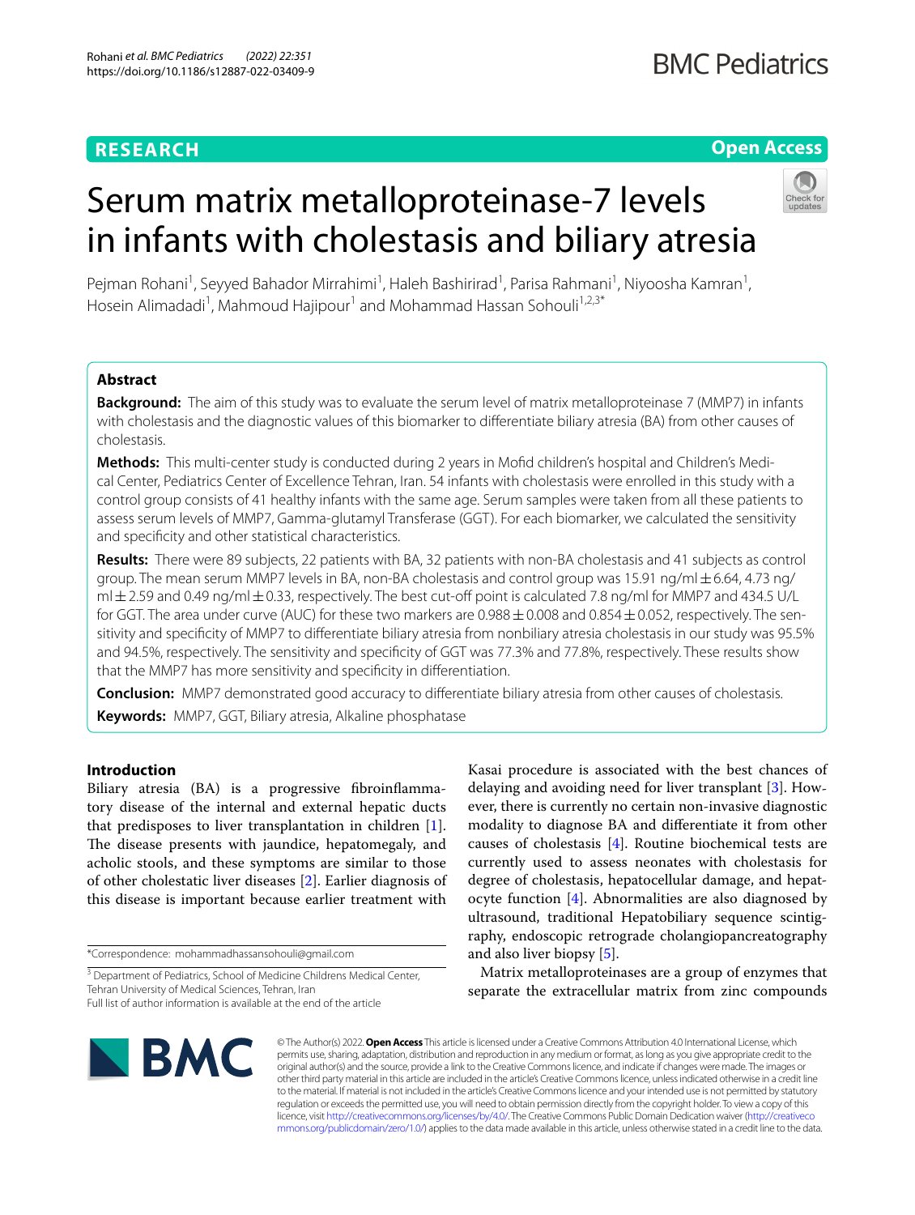RESEARCH

Open Access

# Serum matrix metalloproteinase-7 levels in infants with cholestasis and biliary atresia

Pejman Rohani[1], Seyyed Bahador Mirrahimi[1], Haleh Bashirirad[1], Parisa Rahmani[1], Niyoosha Kamran[1], Hosein Alimadadi[1], Mahmoud Hajipour[1] and Mohammad Hassan Sohouli[1,2,3*]

## Abstract

**Background:** The aim of this study was to evaluate the serum level of matrix metalloproteinase 7 (MMP7) in infants with cholestasis and the diagnostic values of this biomarker to differentiate biliary atresia (BA) from other causes of cholestasis.

**Methods:** This multi-center study is conducted during 2 years in Mofid children's hospital and Children's Medical Center, Pediatrics Center of Excellence Tehran, Iran. 54 infants with cholestasis were enrolled in this study with a control group consists of 41 healthy infants with the same age. Serum samples were taken from all these patients to assess serum levels of MMP7, Gamma-glutamyl Transferase (GGT). For each biomarker, we calculated the sensitivity and specificity and other statistical characteristics.

**Results:** There were 89 subjects, 22 patients with BA, 32 patients with non-BA cholestasis and 41 subjects as control group. The mean serum MMP7 levels in BA, non-BA cholestasis and control group was 15.91 ng/ml ± 6.64, 4.73 ng/ml ± 2.59 and 0.49 ng/ml ± 0.33, respectively. The best cut-off point is calculated 7.8 ng/ml for MMP7 and 434.5 U/L for GGT. The area under curve (AUC) for these two markers are 0.988 ± 0.008 and 0.854 ± 0.052, respectively. The sensitivity and specificity of MMP7 to differentiate biliary atresia from nonbiliary atresia cholestasis in our study was 95.5% and 94.5%, respectively. The sensitivity and specificity of GGT was 77.3% and 77.8%, respectively. These results show that the MMP7 has more sensitivity and specificity in differentiation.

**Conclusion:** MMP7 demonstrated good accuracy to differentiate biliary atresia from other causes of cholestasis.

**Keywords:** MMP7, GGT, Biliary atresia, Alkaline phosphatase

## Introduction

Biliary atresia (BA) is a progressive fibroinflammatory disease of the internal and external hepatic ducts that predisposes to liver transplantation in children [1]. The disease presents with jaundice, hepatomegaly, and acholic stools, and these symptoms are similar to those of other cholestatic liver diseases [2]. Earlier diagnosis of this disease is important because earlier treatment with Kasai procedure is associated with the best chances of delaying and avoiding need for liver transplant [3]. However, there is currently no certain non-invasive diagnostic modality to diagnose BA and differentiate it from other causes of cholestasis [4]. Routine biochemical tests are currently used to assess neonates with cholestasis for degree of cholestasis, hepatocellular damage, and hepatocyte function [4]. Abnormalities are also diagnosed by ultrasound, traditional Hepatobiliary sequence scintigraphy, endoscopic retrograde cholangiopancreatography and also liver biopsy [5].

Matrix metalloproteinases are a group of enzymes that separate the extracellular matrix from zinc compounds

*Correspondence: mohammadhassansohouli@gmail.com

[3] Department of Pediatrics, School of Medicine Childrens Medical Center, Tehran University of Medical Sciences, Tehran, Iran

Full list of author information is available at the end of the article

© The Author(s) 2022. **Open Access** This article is licensed under a Creative Commons Attribution 4.0 International License, which permits use, sharing, adaptation, distribution and reproduction in any medium or format, as long as you give appropriate credit to the original author(s) and the source, provide a link to the Creative Commons licence, and indicate if changes were made. The images or other third party material in this article are included in the article's Creative Commons licence, unless indicated otherwise in a credit line to the material. If material is not included in the article's Creative Commons licence and your intended use is not permitted by statutory regulation or exceeds the permitted use, you will need to obtain permission directly from the copyright holder. To view a copy of this licence, visit http://creativecommons.org/licenses/by/4.0/. The Creative Commons Public Domain Dedication waiver (http://creativecommons.org/publicdomain/zero/1.0/) applies to the data made available in this article, unless otherwise stated in a credit line to the data.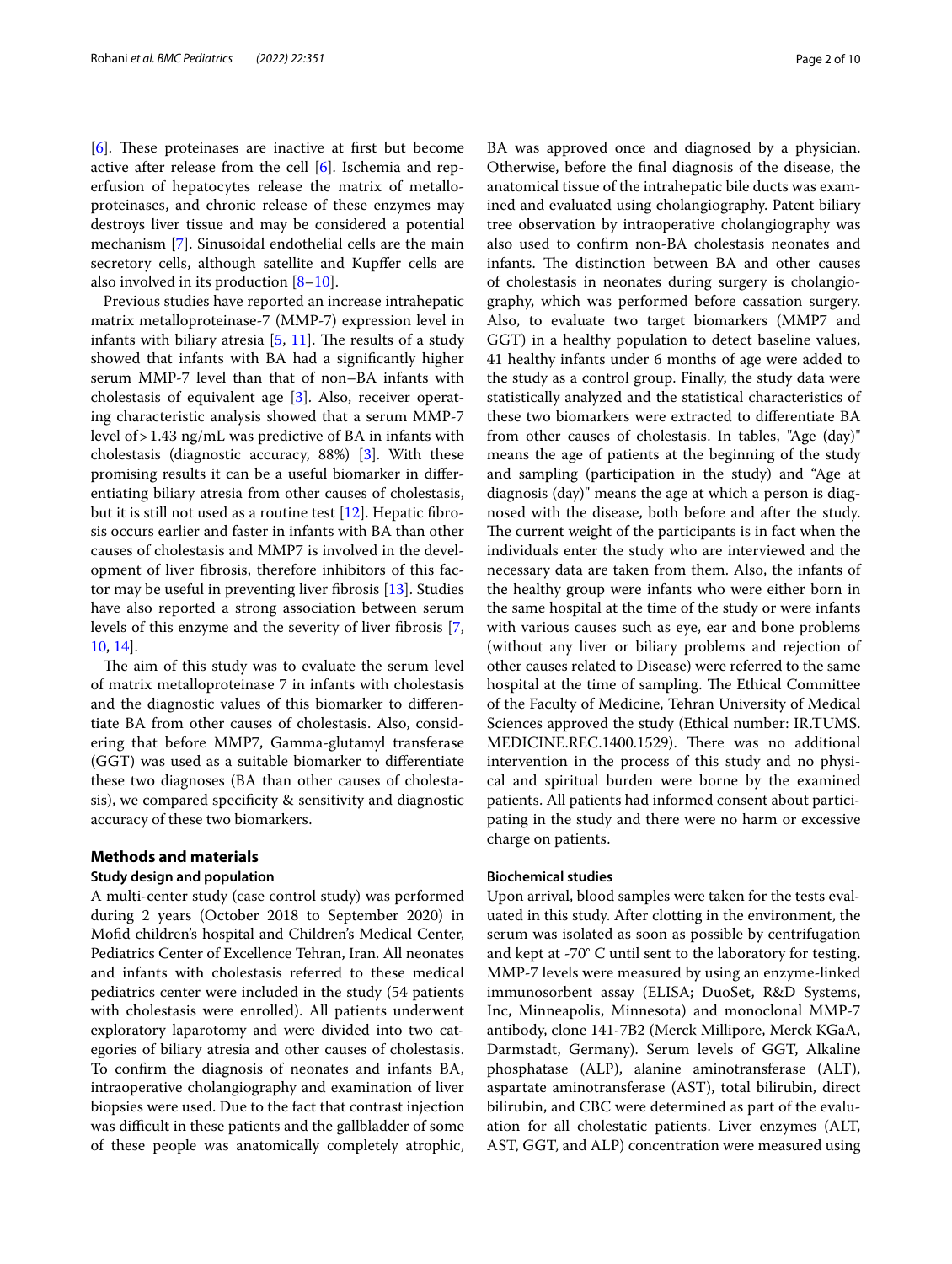[6]. These proteinases are inactive at first but become active after release from the cell [6]. Ischemia and reperfusion of hepatocytes release the matrix of metalloproteinases, and chronic release of these enzymes may destroys liver tissue and may be considered a potential mechanism [7]. Sinusoidal endothelial cells are the main secretory cells, although satellite and Kupffer cells are also involved in its production [8–10].

Previous studies have reported an increase intrahepatic matrix metalloproteinase-7 (MMP-7) expression level in infants with biliary atresia [5, 11]. The results of a study showed that infants with BA had a significantly higher serum MMP-7 level than that of non–BA infants with cholestasis of equivalent age [3]. Also, receiver operating characteristic analysis showed that a serum MMP-7 level of > 1.43 ng/mL was predictive of BA in infants with cholestasis (diagnostic accuracy, 88%) [3]. With these promising results it can be a useful biomarker in differentiating biliary atresia from other causes of cholestasis, but it is still not used as a routine test [12]. Hepatic fibrosis occurs earlier and faster in infants with BA than other causes of cholestasis and MMP7 is involved in the development of liver fibrosis, therefore inhibitors of this factor may be useful in preventing liver fibrosis [13]. Studies have also reported a strong association between serum levels of this enzyme and the severity of liver fibrosis [7, 10, 14].

The aim of this study was to evaluate the serum level of matrix metalloproteinase 7 in infants with cholestasis and the diagnostic values of this biomarker to differentiate BA from other causes of cholestasis. Also, considering that before MMP7, Gamma-glutamyl transferase (GGT) was used as a suitable biomarker to differentiate these two diagnoses (BA than other causes of cholestasis), we compared specificity & sensitivity and diagnostic accuracy of these two biomarkers.

## Methods and materials

### Study design and population

A multi-center study (case control study) was performed during 2 years (October 2018 to September 2020) in Mofid children's hospital and Children's Medical Center, Pediatrics Center of Excellence Tehran, Iran. All neonates and infants with cholestasis referred to these medical pediatrics center were included in the study (54 patients with cholestasis were enrolled). All patients underwent exploratory laparotomy and were divided into two categories of biliary atresia and other causes of cholestasis. To confirm the diagnosis of neonates and infants BA, intraoperative cholangiography and examination of liver biopsies were used. Due to the fact that contrast injection was difficult in these patients and the gallbladder of some of these people was anatomically completely atrophic, BA was approved once and diagnosed by a physician. Otherwise, before the final diagnosis of the disease, the anatomical tissue of the intrahepatic bile ducts was examined and evaluated using cholangiography. Patent biliary tree observation by intraoperative cholangiography was also used to confirm non-BA cholestasis neonates and infants. The distinction between BA and other causes of cholestasis in neonates during surgery is cholangiography, which was performed before cassation surgery. Also, to evaluate two target biomarkers (MMP7 and GGT) in a healthy population to detect baseline values, 41 healthy infants under 6 months of age were added to the study as a control group. Finally, the study data were statistically analyzed and the statistical characteristics of these two biomarkers were extracted to differentiate BA from other causes of cholestasis. In tables, "Age (day)" means the age of patients at the beginning of the study and sampling (participation in the study) and "Age at diagnosis (day)" means the age at which a person is diagnosed with the disease, both before and after the study. The current weight of the participants is in fact when the individuals enter the study who are interviewed and the necessary data are taken from them. Also, the infants of the healthy group were infants who were either born in the same hospital at the time of the study or were infants with various causes such as eye, ear and bone problems (without any liver or biliary problems and rejection of other causes related to Disease) were referred to the same hospital at the time of sampling. The Ethical Committee of the Faculty of Medicine, Tehran University of Medical Sciences approved the study (Ethical number: IR.TUMS.MEDICINE.REC.1400.1529). There was no additional intervention in the process of this study and no physical and spiritual burden were borne by the examined patients. All patients had informed consent about participating in the study and there were no harm or excessive charge on patients.

### Biochemical studies

Upon arrival, blood samples were taken for the tests evaluated in this study. After clotting in the environment, the serum was isolated as soon as possible by centrifugation and kept at -70° C until sent to the laboratory for testing. MMP-7 levels were measured by using an enzyme-linked immunosorbent assay (ELISA; DuoSet, R&D Systems, Inc, Minneapolis, Minnesota) and monoclonal MMP-7 antibody, clone 141-7B2 (Merck Millipore, Merck KGaA, Darmstadt, Germany). Serum levels of GGT, Alkaline phosphatase (ALP), alanine aminotransferase (ALT), aspartate aminotransferase (AST), total bilirubin, direct bilirubin, and CBC were determined as part of the evaluation for all cholestatic patients. Liver enzymes (ALT, AST, GGT, and ALP) concentration were measured using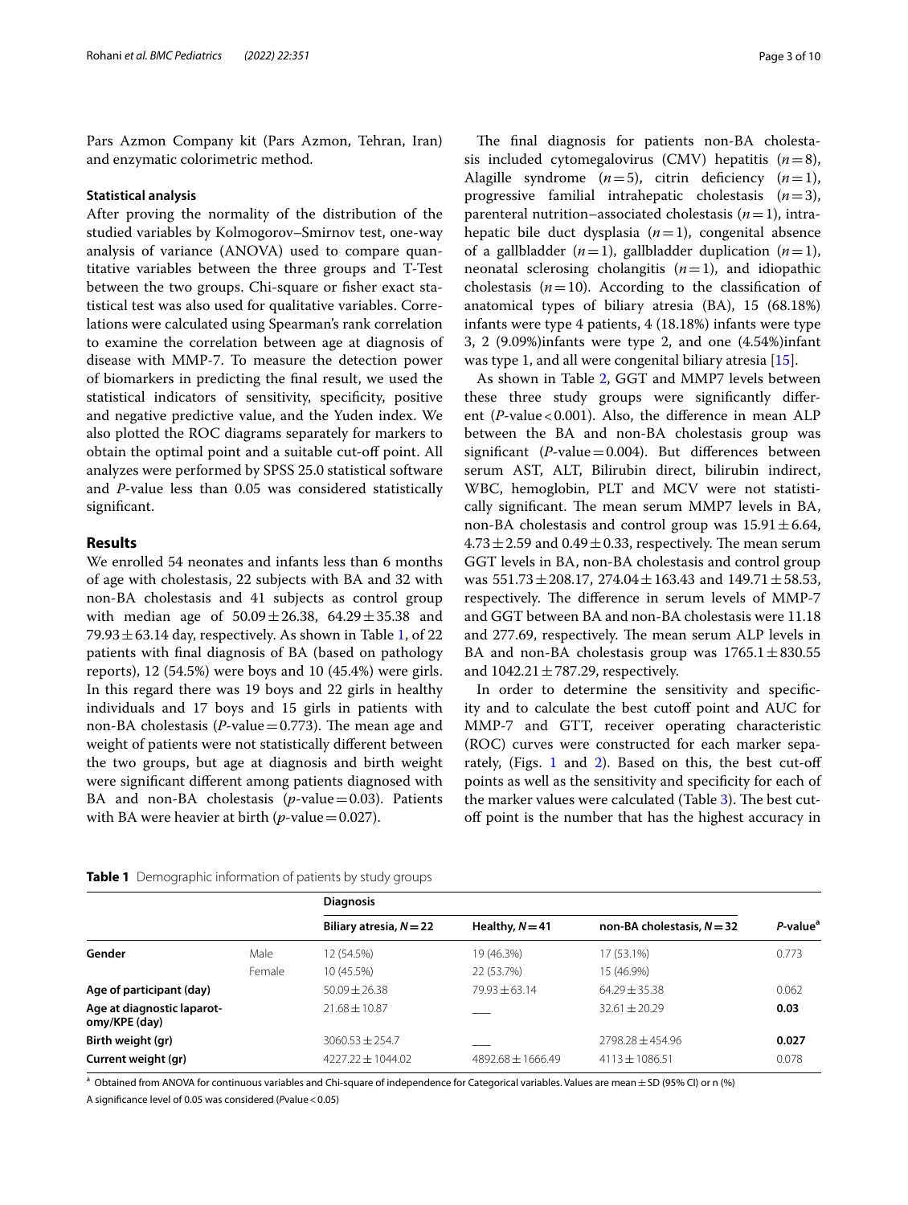Pars Azmon Company kit (Pars Azmon, Tehran, Iran) and enzymatic colorimetric method.

### Statistical analysis

After proving the normality of the distribution of the studied variables by Kolmogorov–Smirnov test, one-way analysis of variance (ANOVA) used to compare quantitative variables between the three groups and T-Test between the two groups. Chi-square or fisher exact statistical test was also used for qualitative variables. Correlations were calculated using Spearman's rank correlation to examine the correlation between age at diagnosis of disease with MMP-7. To measure the detection power of biomarkers in predicting the final result, we used the statistical indicators of sensitivity, specificity, positive and negative predictive value, and the Yuden index. We also plotted the ROC diagrams separately for markers to obtain the optimal point and a suitable cut-off point. All analyzes were performed by SPSS 25.0 statistical software and *P*-value less than 0.05 was considered statistically significant.

## Results

We enrolled 54 neonates and infants less than 6 months of age with cholestasis, 22 subjects with BA and 32 with non-BA cholestasis and 41 subjects as control group with median age of $50.09 \pm 26.38$, $64.29 \pm 35.38$ and $79.93 \pm 63.14$ day, respectively. As shown in Table 1, of 22 patients with final diagnosis of BA (based on pathology reports), 12 (54.5%) were boys and 10 (45.4%) were girls. In this regard there was 19 boys and 22 girls in healthy individuals and 17 boys and 15 girls in patients with non-BA cholestasis (*P*-value = 0.773). The mean age and weight of patients were not statistically different between the two groups, but age at diagnosis and birth weight were significant different among patients diagnosed with BA and non-BA cholestasis (*p*-value = 0.03). Patients with BA were heavier at birth (*p*-value = 0.027).

The final diagnosis for patients non-BA cholestasis included cytomegalovirus (CMV) hepatitis ($n = 8$), Alagille syndrome ($n = 5$), citrin deficiency ($n = 1$), progressive familial intrahepatic cholestasis ($n = 3$), parenteral nutrition–associated cholestasis ($n = 1$), intrahepatic bile duct dysplasia ($n = 1$), congenital absence of a gallbladder ($n = 1$), gallbladder duplication ($n = 1$), neonatal sclerosing cholangitis ($n = 1$), and idiopathic cholestasis ($n = 10$). According to the classification of anatomical types of biliary atresia (BA), 15 (68.18%) infants were type 4 patients, 4 (18.18%) infants were type 3, 2 (9.09%)infants were type 2, and one (4.54%)infant was type 1, and all were congenital biliary atresia [15].

As shown in Table 2, GGT and MMP7 levels between these three study groups were significantly different (*P*-value < 0.001). Also, the difference in mean ALP between the BA and non-BA cholestasis group was significant (*P*-value = 0.004). But differences between serum AST, ALT, Bilirubin direct, bilirubin indirect, WBC, hemoglobin, PLT and MCV were not statistically significant. The mean serum MMP7 levels in BA, non-BA cholestasis and control group was $15.91 \pm 6.64$, $4.73 \pm 2.59$ and $0.49 \pm 0.33$, respectively. The mean serum GGT levels in BA, non-BA cholestasis and control group was $551.73 \pm 208.17$, $274.04 \pm 163.43$ and $149.71 \pm 58.53$, respectively. The difference in serum levels of MMP-7 and GGT between BA and non-BA cholestasis were 11.18 and 277.69, respectively. The mean serum ALP levels in BA and non-BA cholestasis group was $1765.1 \pm 830.55$ and $1042.21 \pm 787.29$, respectively.

In order to determine the sensitivity and specificity and to calculate the best cutoff point and AUC for MMP-7 and GTT, receiver operating characteristic (ROC) curves were constructed for each marker separately, (Figs. 1 and 2). Based on this, the best cut-off points as well as the sensitivity and specificity for each of the marker values were calculated (Table 3). The best cut-off point is the number that has the highest accuracy in

**Table 1** Demographic information of patients by study groups

| | | Diagnosis | | | |
|---|---|---|---|---|---|
| | | Biliary atresia, $N = 22$ | Healthy, $N = 41$ | non-BA cholestasis, $N = 32$ | *P*-value[a] |
| **Gender** | Male | 12 (54.5%) | 19 (46.3%) | 17 (53.1%) | 0.773 |
| | Female | 10 (45.5%) | 22 (53.7%) | 15 (46.9%) | |
| **Age of participant (day)** | | $50.09 \pm 26.38$ | $79.93 \pm 63.14$ | $64.29 \pm 35.38$ | 0.062 |
| **Age at diagnostic laparotomy/KPE (day)** | | $21.68 \pm 10.87$ | ___ | $32.61 \pm 20.29$ | **0.03** |
| **Birth weight (gr)** | | $3060.53 \pm 254.7$ | ___ | $2798.28 \pm 454.96$ | **0.027** |
| **Current weight (gr)** | | $4227.22 \pm 1044.02$ | $4892.68 \pm 1666.49$ | $4113 \pm 1086.51$ | 0.078 |

[a] Obtained from ANOVA for continuous variables and Chi-square of independence for Categorical variables. Values are mean ± SD (95% CI) or n (%)

A significance level of 0.05 was considered (*P*value < 0.05)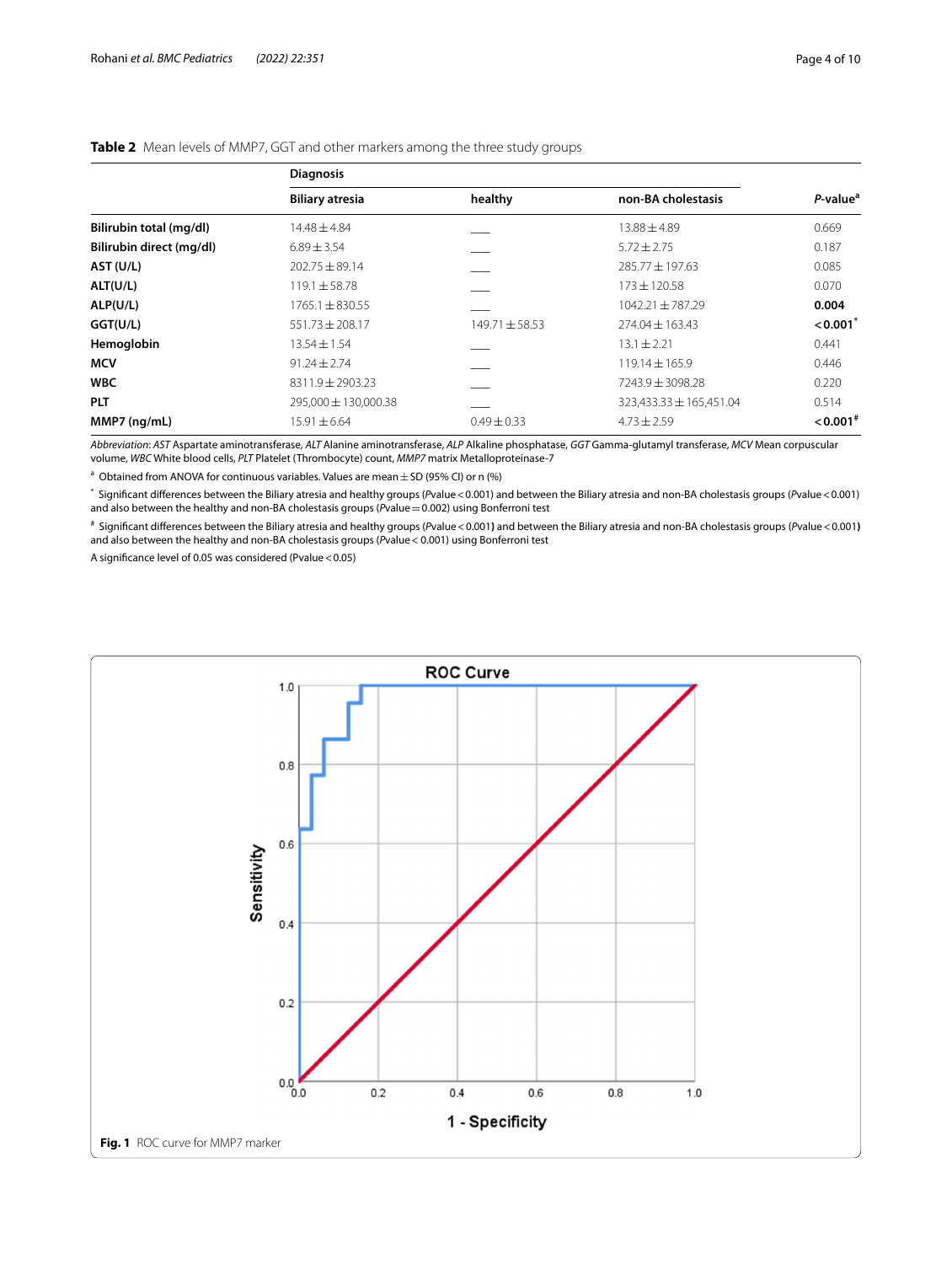**Table 2** Mean levels of MMP7, GGT and other markers among the three study groups

| | Diagnosis | | | |
|---|---|---|---|---|
| | **Biliary atresia** | **healthy** | **non-BA cholestasis** | ***P*-value[a]** |
| **Bilirubin total (mg/dl)** | 14.48 ± 4.84 | ___ | 13.88 ± 4.89 | 0.669 |
| **Bilirubin direct (mg/dl)** | 6.89 ± 3.54 | ___ | 5.72 ± 2.75 | 0.187 |
| **AST (U/L)** | 202.75 ± 89.14 | ___ | 285.77 ± 197.63 | 0.085 |
| **ALT(U/L)** | 119.1 ± 58.78 | ___ | 173 ± 120.58 | 0.070 |
| **ALP(U/L)** | 1765.1 ± 830.55 | ___ | 1042.21 ± 787.29 | **0.004** |
| **GGT(U/L)** | 551.73 ± 208.17 | 149.71 ± 58.53 | 274.04 ± 163.43 | **< 0.001***** |
| **Hemoglobin** | 13.54 ± 1.54 | ___ | 13.1 ± 2.21 | 0.441 |
| **MCV** | 91.24 ± 2.74 | ___ | 119.14 ± 165.9 | 0.446 |
| **WBC** | 8311.9 ± 2903.23 | ___ | 7243.9 ± 3098.28 | 0.220 |
| **PLT** | 295,000 ± 130,000.38 | ___ | 323,433.33 ± 165,451.04 | 0.514 |
| **MMP7 (ng/mL)** | 15.91 ± 6.64 | 0.49 ± 0.33 | 4.73 ± 2.59 | **< 0.001[#]** |

*Abbreviation*: *AST* Aspartate aminotransferase, *ALT* Alanine aminotransferase, *ALP* Alkaline phosphatase, *GGT* Gamma-glutamyl transferase, *MCV* Mean corpuscular volume, *WBC* White blood cells, *PLT* Platelet (Thrombocyte) count, *MMP7* matrix Metalloproteinase-7

[a] Obtained from ANOVA for continuous variables. Values are mean ± SD (95% CI) or n (%)

[*] Significant differences between the Biliary atresia and healthy groups (*P*value < 0.001) and between the Biliary atresia and non-BA cholestasis groups (*P*value < 0.001) and also between the healthy and non-BA cholestasis groups (*P*value = 0.002) using Bonferroni test

[#] Significant differences between the Biliary atresia and healthy groups (*P*value < 0.001) and between the Biliary atresia and non-BA cholestasis groups (*P*value < 0.001) and also between the healthy and non-BA cholestasis groups (*P*value < 0.001) using Bonferroni test

A significance level of 0.05 was considered (Pvalue < 0.05)

**Fig. 1** ROC curve for MMP7 marker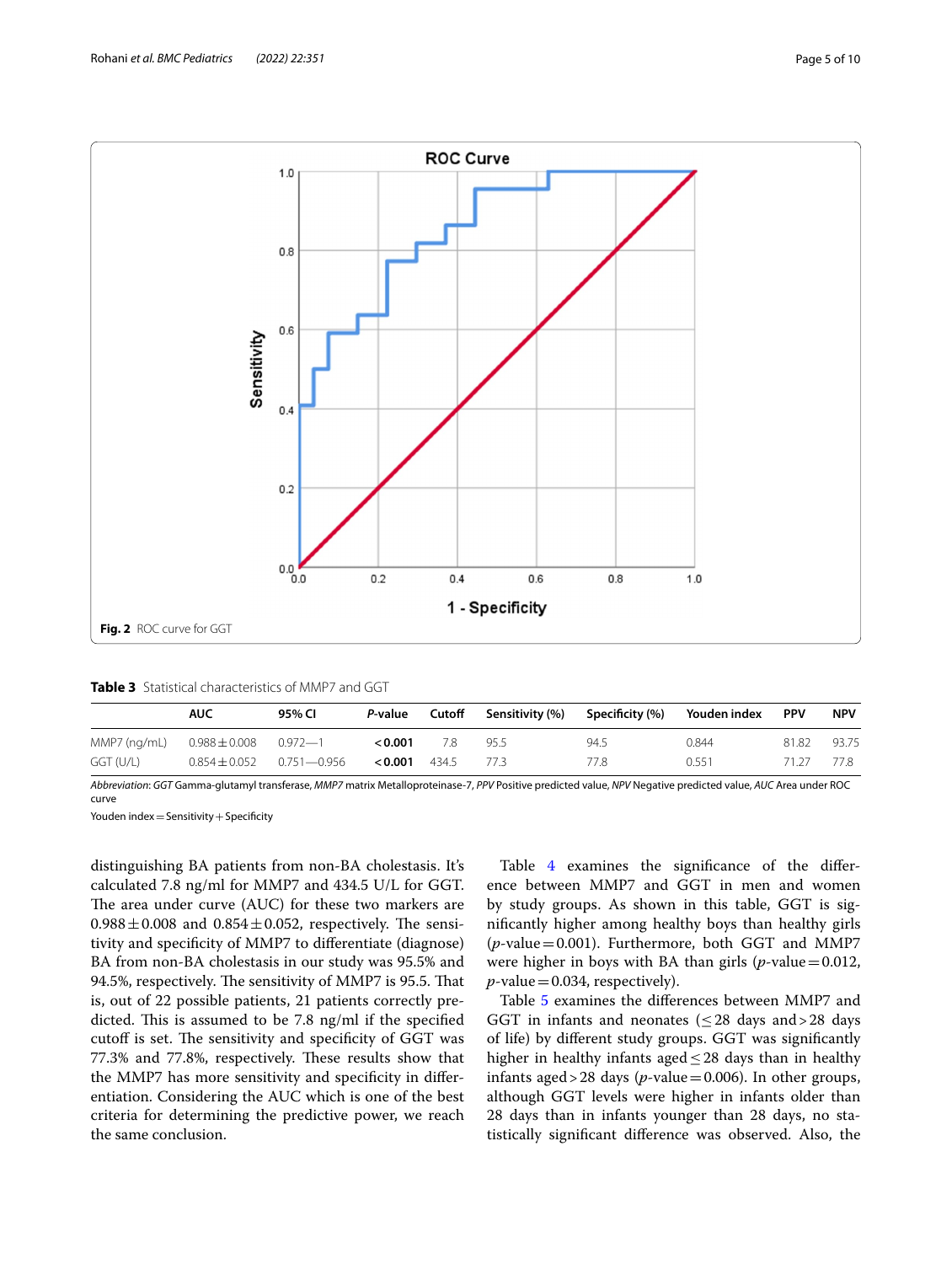Fig. 2 ROC curve for GGT

**Table 3** Statistical characteristics of MMP7 and GGT

| | AUC | 95% CI | *P*-value | Cutoff | Sensitivity (%) | Specificity (%) | Youden index | PPV | NPV |
|---|---|---|---|---|---|---|---|---|---|
| MMP7 (ng/mL) | 0.988 ± 0.008 | 0.972—1 | **< 0.001** | 7.8 | 95.5 | 94.5 | 0.844 | 81.82 | 93.75 |
| GGT (U/L) | 0.854 ± 0.052 | 0.751—0.956 | **< 0.001** | 434.5 | 77.3 | 77.8 | 0.551 | 71.27 | 77.8 |

*Abbreviation*: *GGT* Gamma-glutamyl transferase, *MMP7* matrix Metalloproteinase-7, *PPV* Positive predicted value, *NPV* Negative predicted value, *AUC* Area under ROC curve

Youden index = Sensitivity + Specificity

distinguishing BA patients from non-BA cholestasis. It's calculated 7.8 ng/ml for MMP7 and 434.5 U/L for GGT. The area under curve (AUC) for these two markers are 0.988 ± 0.008 and 0.854 ± 0.052, respectively. The sensitivity and specificity of MMP7 to differentiate (diagnose) BA from non-BA cholestasis in our study was 95.5% and 94.5%, respectively. The sensitivity of MMP7 is 95.5. That is, out of 22 possible patients, 21 patients correctly predicted. This is assumed to be 7.8 ng/ml if the specified cutoff is set. The sensitivity and specificity of GGT was 77.3% and 77.8%, respectively. These results show that the MMP7 has more sensitivity and specificity in differentiation. Considering the AUC which is one of the best criteria for determining the predictive power, we reach the same conclusion.

Table 4 examines the significance of the difference between MMP7 and GGT in men and women by study groups. As shown in this table, GGT is significantly higher among healthy boys than healthy girls (*p*-value = 0.001). Furthermore, both GGT and MMP7 were higher in boys with BA than girls (*p*-value = 0.012, *p*-value = 0.034, respectively).

Table 5 examines the differences between MMP7 and GGT in infants and neonates (≤ 28 days and > 28 days of life) by different study groups. GGT was significantly higher in healthy infants aged ≤ 28 days than in healthy infants aged > 28 days (*p*-value = 0.006). In other groups, although GGT levels were higher in infants older than 28 days than in infants younger than 28 days, no statistically significant difference was observed. Also, the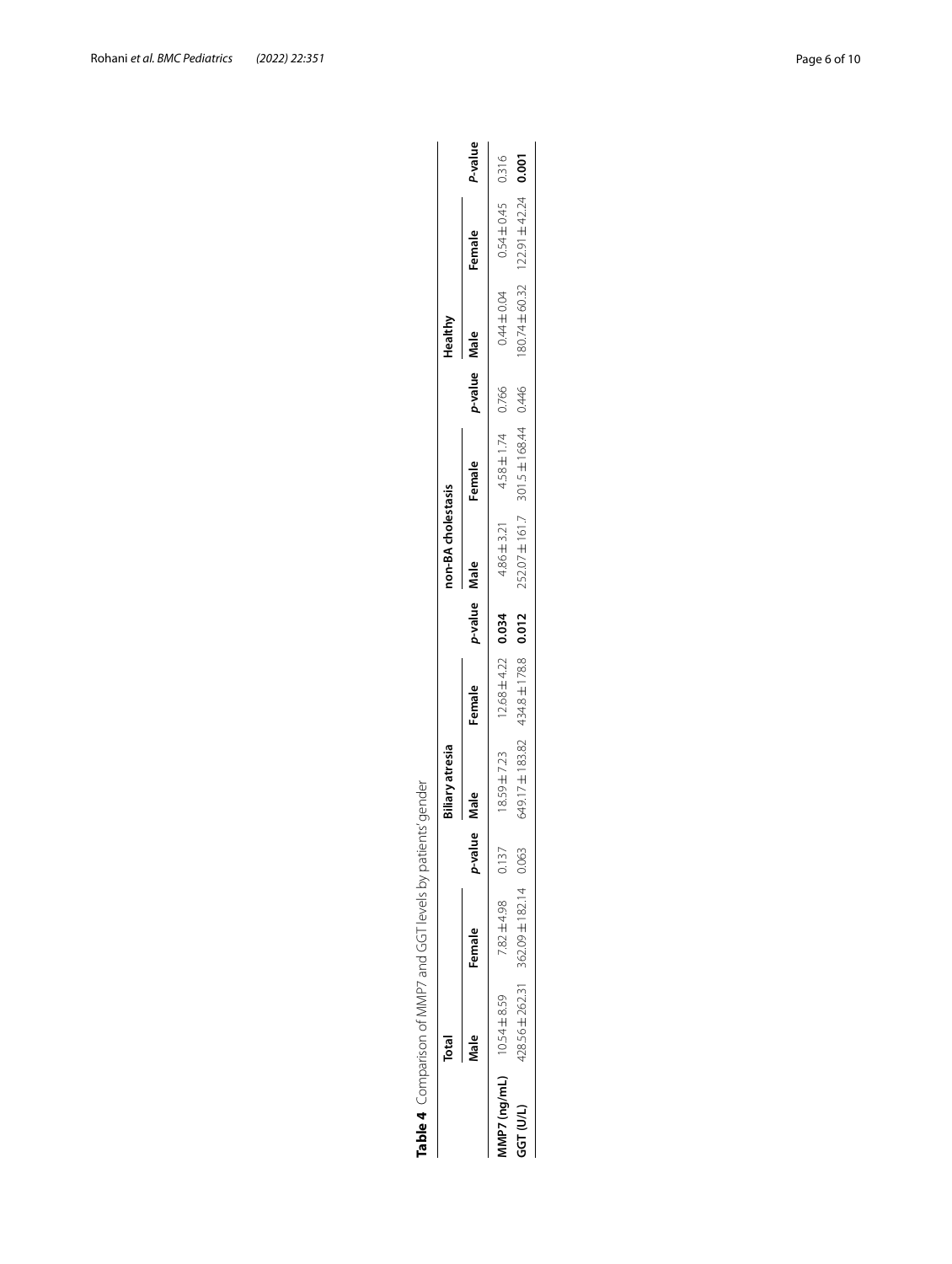**Table 4** Comparison of MMP7 and GGT levels by patients' gender

| | Total | | | Biliary atresia | | | non-BA cholestasis | | | Healthy | | |
|---|---|---|---|---|---|---|---|---|---|---|---|---|
| | Male | Female | *p*-value | Male | Female | *p*-value | Male | Female | *p*-value | Male | Female | *P*-value |
| **MMP7 (ng/mL)** | 10.54 ± 8.59 | 7.82 ± 4.98 | 0.137 | 18.59 ± 7.23 | 12.68 ± 4.22 | **0.034** | 4.86 ± 3.21 | 4.58 ± 1.74 | 0.766 | 0.44 ± 0.04 | 0.54 ± 0.45 | 0.316 |
| **GGT (U/L)** | 428.56 ± 262.31 | 362.09 ± 182.14 | 0.063 | 649.17 ± 183.82 | 434.8 ± 178.8 | **0.012** | 252.07 ± 161.7 | 301.5 ± 168.44 | 0.446 | 180.74 ± 60.32 | 122.91 ± 42.24 | **0.001** |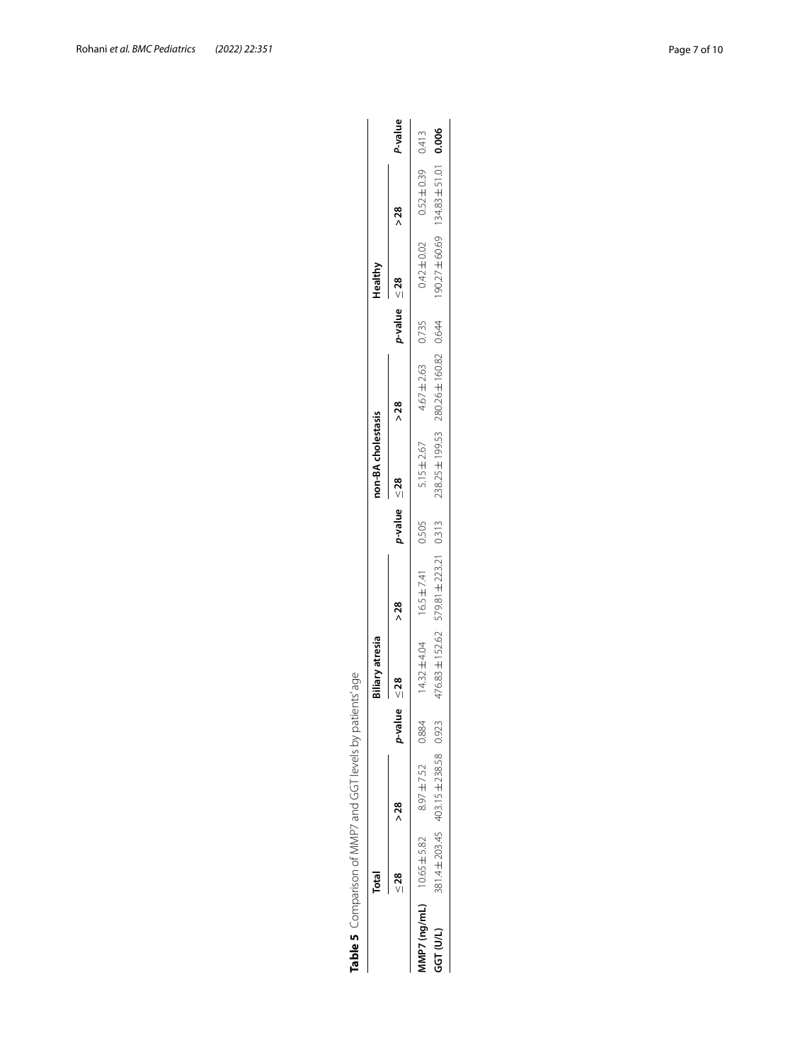**Table 5** Comparison of MMP7 and GGT levels by patients' age

| | Total | | | Biliary atresia | | | non-BA cholestasis | | | Healthy | | |
|---|---|---|---|---|---|---|---|---|---|---|---|---|
| | ≤ 28 | > 28 | *p*-value | ≤ 28 | > 28 | *p*-value | ≤ 28 | > 28 | *p*-value | ≤ 28 | > 28 | *P*-value |
| **MMP7 (ng/mL)** | 10.65 ± 5.82 | 8.97 ± 7.52 | 0.884 | 14.32 ± 4.04 | 16.5 ± 7.41 | 0.505 | 5.15 ± 2.67 | 4.67 ± 2.63 | 0.735 | 0.42 ± 0.02 | 0.52 ± 0.39 | 0.413 |
| **GGT (U/L)** | 381.4 ± 203.45 | 403.15 ± 238.58 | 0.923 | 476.83 ± 152.62 | 579.81 ± 223.21 | 0.313 | 238.25 ± 199.53 | 280.26 ± 160.82 | 0.644 | 190.27 ± 60.69 | 134.83 ± 51.01 | **0.006** |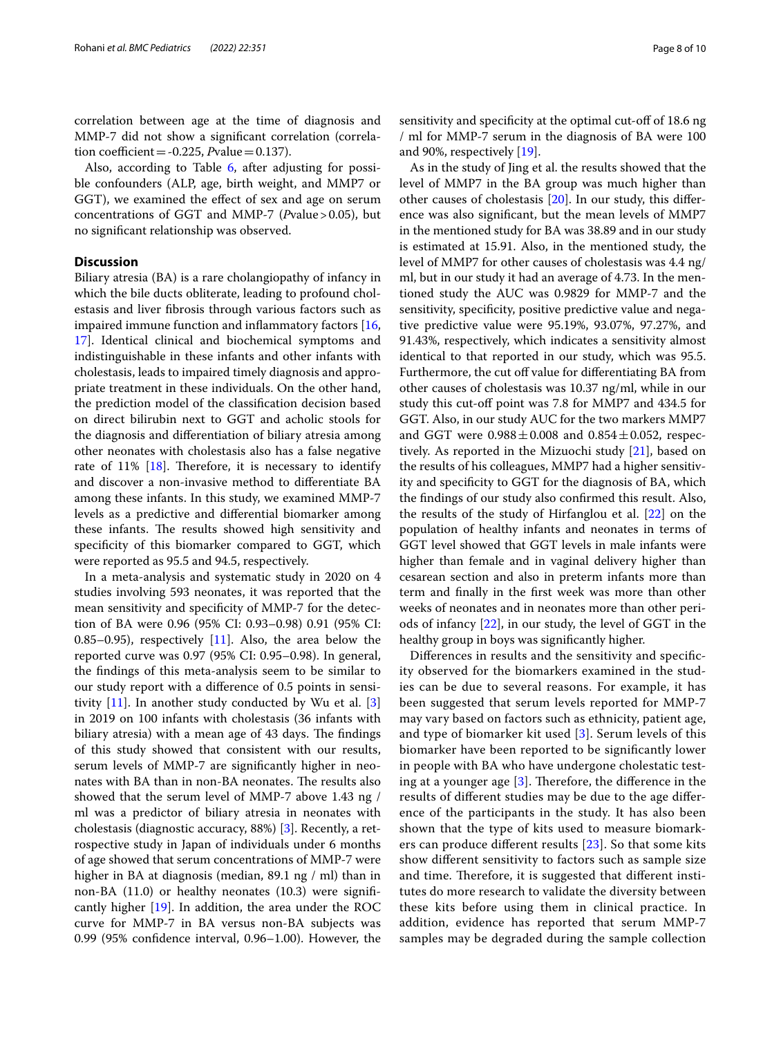correlation between age at the time of diagnosis and MMP-7 did not show a significant correlation (correlation coefficient = -0.225, *P*value = 0.137).

Also, according to Table 6, after adjusting for possible confounders (ALP, age, birth weight, and MMP7 or GGT), we examined the effect of sex and age on serum concentrations of GGT and MMP-7 (*P*value > 0.05), but no significant relationship was observed.

## Discussion

Biliary atresia (BA) is a rare cholangiopathy of infancy in which the bile ducts obliterate, leading to profound cholestasis and liver fibrosis through various factors such as impaired immune function and inflammatory factors [16, 17]. Identical clinical and biochemical symptoms and indistinguishable in these infants and other infants with cholestasis, leads to impaired timely diagnosis and appropriate treatment in these individuals. On the other hand, the prediction model of the classification decision based on direct bilirubin next to GGT and acholic stools for the diagnosis and differentiation of biliary atresia among other neonates with cholestasis also has a false negative rate of 11% [18]. Therefore, it is necessary to identify and discover a non-invasive method to differentiate BA among these infants. In this study, we examined MMP-7 levels as a predictive and differential biomarker among these infants. The results showed high sensitivity and specificity of this biomarker compared to GGT, which were reported as 95.5 and 94.5, respectively.

In a meta-analysis and systematic study in 2020 on 4 studies involving 593 neonates, it was reported that the mean sensitivity and specificity of MMP-7 for the detection of BA were 0.96 (95% CI: 0.93–0.98) 0.91 (95% CI: 0.85–0.95), respectively [11]. Also, the area below the reported curve was 0.97 (95% CI: 0.95–0.98). In general, the findings of this meta-analysis seem to be similar to our study report with a difference of 0.5 points in sensitivity [11]. In another study conducted by Wu et al. [3] in 2019 on 100 infants with cholestasis (36 infants with biliary atresia) with a mean age of 43 days. The findings of this study showed that consistent with our results, serum levels of MMP-7 are significantly higher in neonates with BA than in non-BA neonates. The results also showed that the serum level of MMP-7 above 1.43 ng / ml was a predictor of biliary atresia in neonates with cholestasis (diagnostic accuracy, 88%) [3]. Recently, a retrospective study in Japan of individuals under 6 months of age showed that serum concentrations of MMP-7 were higher in BA at diagnosis (median, 89.1 ng / ml) than in non-BA (11.0) or healthy neonates (10.3) were significantly higher [19]. In addition, the area under the ROC curve for MMP-7 in BA versus non-BA subjects was 0.99 (95% confidence interval, 0.96–1.00). However, the sensitivity and specificity at the optimal cut-off of 18.6 ng / ml for MMP-7 serum in the diagnosis of BA were 100 and 90%, respectively [19].

As in the study of Jing et al. the results showed that the level of MMP7 in the BA group was much higher than other causes of cholestasis [20]. In our study, this difference was also significant, but the mean levels of MMP7 in the mentioned study for BA was 38.89 and in our study is estimated at 15.91. Also, in the mentioned study, the level of MMP7 for other causes of cholestasis was 4.4 ng/ml, but in our study it had an average of 4.73. In the mentioned study the AUC was 0.9829 for MMP-7 and the sensitivity, specificity, positive predictive value and negative predictive value were 95.19%, 93.07%, 97.27%, and 91.43%, respectively, which indicates a sensitivity almost identical to that reported in our study, which was 95.5. Furthermore, the cut off value for differentiating BA from other causes of cholestasis was 10.37 ng/ml, while in our study this cut-off point was 7.8 for MMP7 and 434.5 for GGT. Also, in our study AUC for the two markers MMP7 and GGT were $0.988 \pm 0.008$ and $0.854 \pm 0.052$, respectively. As reported in the Mizuochi study [21], based on the results of his colleagues, MMP7 had a higher sensitivity and specificity to GGT for the diagnosis of BA, which the findings of our study also confirmed this result. Also, the results of the study of Hirfanglou et al. [22] on the population of healthy infants and neonates in terms of GGT level showed that GGT levels in male infants were higher than female and in vaginal delivery higher than cesarean section and also in preterm infants more than term and finally in the first week was more than other weeks of neonates and in neonates more than other periods of infancy [22], in our study, the level of GGT in the healthy group in boys was significantly higher.

Differences in results and the sensitivity and specificity observed for the biomarkers examined in the studies can be due to several reasons. For example, it has been suggested that serum levels reported for MMP-7 may vary based on factors such as ethnicity, patient age, and type of biomarker kit used [3]. Serum levels of this biomarker have been reported to be significantly lower in people with BA who have undergone cholestatic testing at a younger age [3]. Therefore, the difference in the results of different studies may be due to the age difference of the participants in the study. It has also been shown that the type of kits used to measure biomarkers can produce different results [23]. So that some kits show different sensitivity to factors such as sample size and time. Therefore, it is suggested that different institutes do more research to validate the diversity between these kits before using them in clinical practice. In addition, evidence has reported that serum MMP-7 samples may be degraded during the sample collection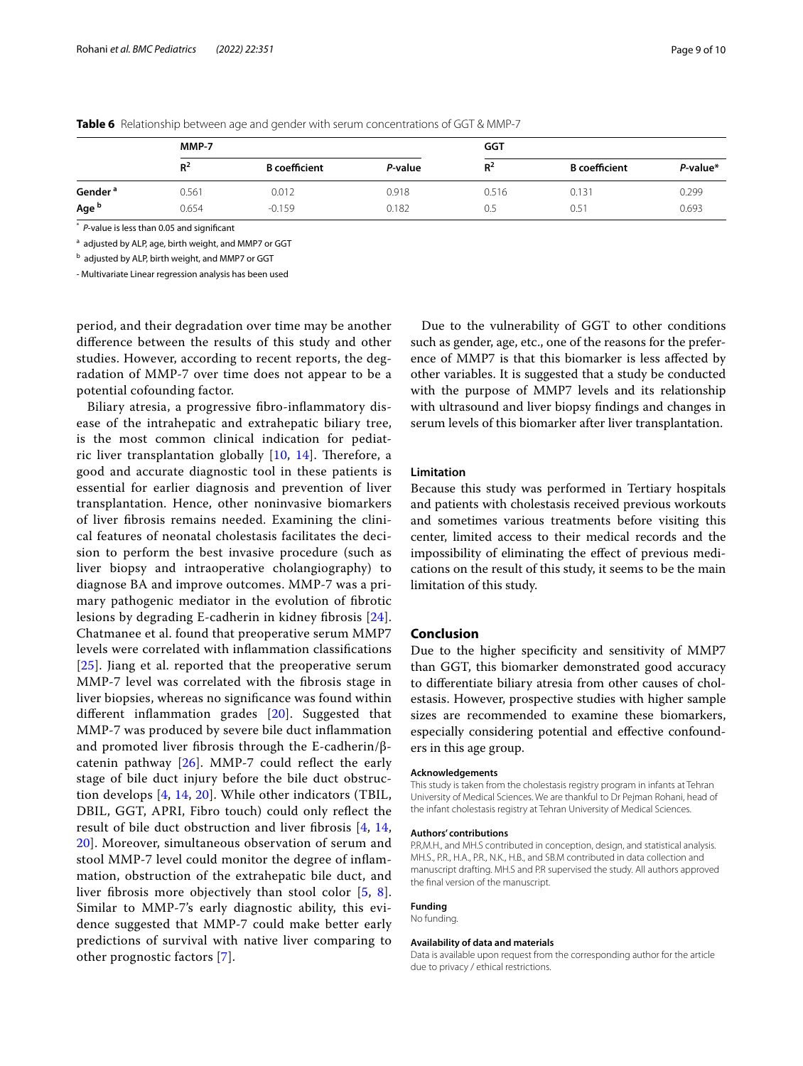**Table 6** Relationship between age and gender with serum concentrations of GGT & MMP-7

| | MMP-7 | | | GGT | | |
|---|---|---|---|---|---|---|
| | $R^2$ | B coefficient | *P*-value | $R^2$ | B coefficient | *P*-value* |
| **Gender** [a] | 0.561 | 0.012 | 0.918 | 0.516 | 0.131 | 0.299 |
| **Age** [b] | 0.654 | -0.159 | 0.182 | 0.5 | 0.51 | 0.693 |

[*] *P*-value is less than 0.05 and significant

[a] adjusted by ALP, age, birth weight, and MMP7 or GGT

[b] adjusted by ALP, birth weight, and MMP7 or GGT

- Multivariate Linear regression analysis has been used

period, and their degradation over time may be another difference between the results of this study and other studies. However, according to recent reports, the degradation of MMP-7 over time does not appear to be a potential cofounding factor.

Biliary atresia, a progressive fibro-inflammatory disease of the intrahepatic and extrahepatic biliary tree, is the most common clinical indication for pediatric liver transplantation globally [10, 14]. Therefore, a good and accurate diagnostic tool in these patients is essential for earlier diagnosis and prevention of liver transplantation. Hence, other noninvasive biomarkers of liver fibrosis remains needed. Examining the clinical features of neonatal cholestasis facilitates the decision to perform the best invasive procedure (such as liver biopsy and intraoperative cholangiography) to diagnose BA and improve outcomes. MMP-7 was a primary pathogenic mediator in the evolution of fibrotic lesions by degrading E-cadherin in kidney fibrosis [24]. Chatmanee et al. found that preoperative serum MMP7 levels were correlated with inflammation classifications [25]. Jiang et al. reported that the preoperative serum MMP-7 level was correlated with the fibrosis stage in liver biopsies, whereas no significance was found within different inflammation grades [20]. Suggested that MMP-7 was produced by severe bile duct inflammation and promoted liver fibrosis through the E-cadherin/β-catenin pathway [26]. MMP-7 could reflect the early stage of bile duct injury before the bile duct obstruction develops [4, 14, 20]. While other indicators (TBIL, DBIL, GGT, APRI, Fibro touch) could only reflect the result of bile duct obstruction and liver fibrosis [4, 14, 20]. Moreover, simultaneous observation of serum and stool MMP-7 level could monitor the degree of inflammation, obstruction of the extrahepatic bile duct, and liver fibrosis more objectively than stool color [5, 8]. Similar to MMP-7's early diagnostic ability, this evidence suggested that MMP-7 could make better early predictions of survival with native liver comparing to other prognostic factors [7].

Due to the vulnerability of GGT to other conditions such as gender, age, etc., one of the reasons for the preference of MMP7 is that this biomarker is less affected by other variables. It is suggested that a study be conducted with the purpose of MMP7 levels and its relationship with ultrasound and liver biopsy findings and changes in serum levels of this biomarker after liver transplantation.

### Limitation

Because this study was performed in Tertiary hospitals and patients with cholestasis received previous workouts and sometimes various treatments before visiting this center, limited access to their medical records and the impossibility of eliminating the effect of previous medications on the result of this study, it seems to be the main limitation of this study.

## Conclusion

Due to the higher specificity and sensitivity of MMP7 than GGT, this biomarker demonstrated good accuracy to differentiate biliary atresia from other causes of cholestasis. However, prospective studies with higher sample sizes are recommended to examine these biomarkers, especially considering potential and effective confounders in this age group.

#### Acknowledgements

This study is taken from the cholestasis registry program in infants at Tehran University of Medical Sciences. We are thankful to Dr Pejman Rohani, head of the infant cholestasis registry at Tehran University of Medical Sciences.

#### Authors' contributions

P.R,M.H., and MH.S contributed in conception, design, and statistical analysis. MH.S., P.R., H.A., P.R., N.K., H.B., and SB.M contributed in data collection and manuscript drafting. MH.S and P.R supervised the study. All authors approved the final version of the manuscript.

#### Funding

No funding.

#### Availability of data and materials

Data is available upon request from the corresponding author for the article due to privacy / ethical restrictions.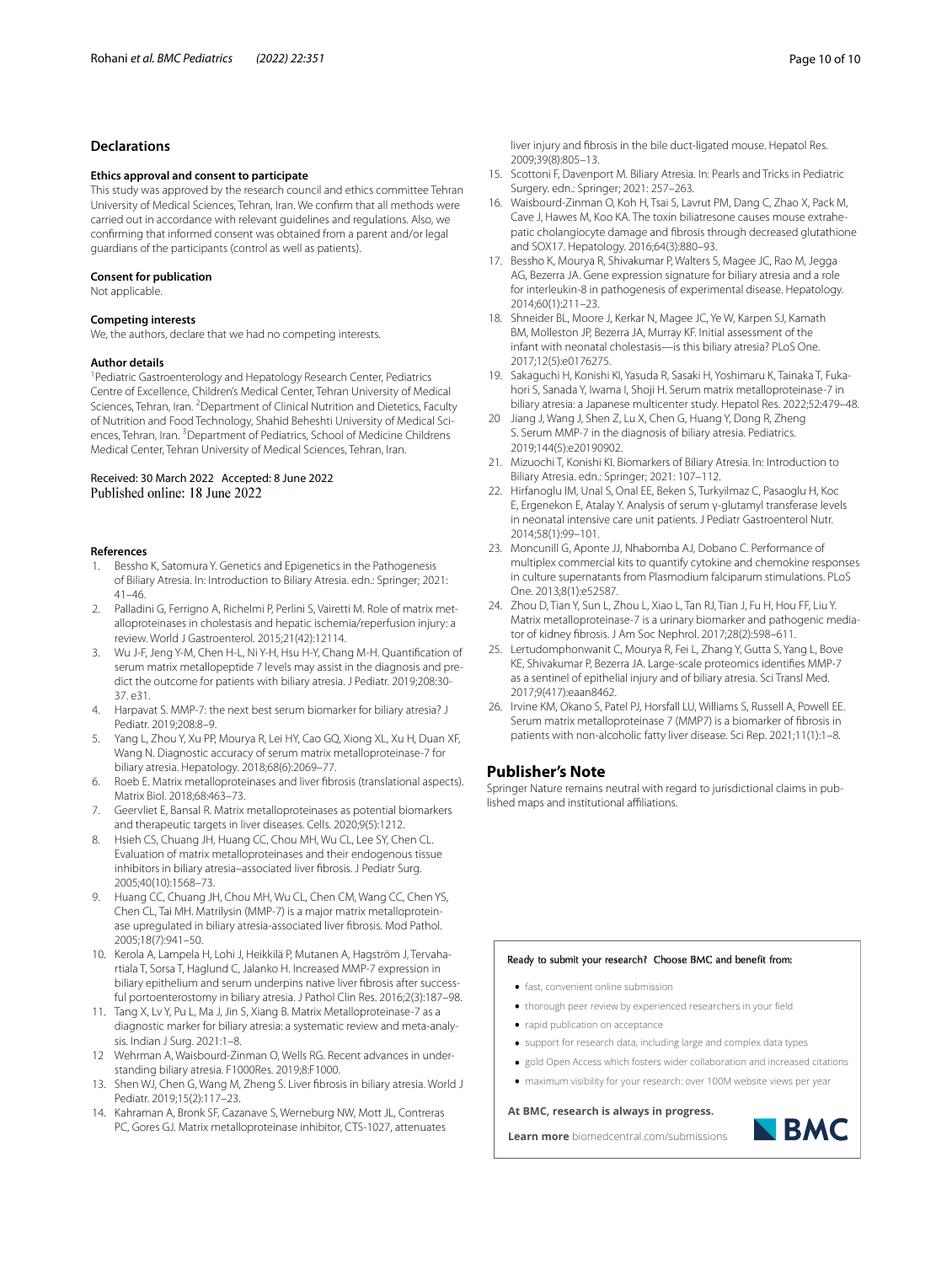## Declarations

### Ethics approval and consent to participate

This study was approved by the research council and ethics committee Tehran University of Medical Sciences, Tehran, Iran. We confirm that all methods were carried out in accordance with relevant guidelines and regulations. Also, we confirming that informed consent was obtained from a parent and/or legal guardians of the participants (control as well as patients).

### Consent for publication

Not applicable.

### Competing interests

We, the authors, declare that we had no competing interests.

### Author details

[1]Pediatric Gastroenterology and Hepatology Research Center, Pediatrics Centre of Excellence, Children's Medical Center, Tehran University of Medical Sciences, Tehran, Iran. [2]Department of Clinical Nutrition and Dietetics, Faculty of Nutrition and Food Technology, Shahid Beheshti University of Medical Sciences, Tehran, Iran. [3]Department of Pediatrics, School of Medicine Childrens Medical Center, Tehran University of Medical Sciences, Tehran, Iran.

Received: 30 March 2022 Accepted: 8 June 2022
Published online: 18 June 2022

## References

1. Bessho K, Satomura Y. Genetics and Epigenetics in the Pathogenesis of Biliary Atresia. In: Introduction to Biliary Atresia. edn.: Springer; 2021: 41–46.
2. Palladini G, Ferrigno A, Richelmi P, Perlini S, Vairetti M. Role of matrix metalloproteinases in cholestasis and hepatic ischemia/reperfusion injury: a review. World J Gastroenterol. 2015;21(42):12114.
3. Wu J-F, Jeng Y-M, Chen H-L, Ni Y-H, Hsu H-Y, Chang M-H. Quantification of serum matrix metallopeptide 7 levels may assist in the diagnosis and predict the outcome for patients with biliary atresia. J Pediatr. 2019;208:30-37. e31.
4. Harpavat S. MMP-7: the next best serum biomarker for biliary atresia? J Pediatr. 2019;208:8–9.
5. Yang L, Zhou Y, Xu PP, Mourya R, Lei HY, Cao GQ, Xiong XL, Xu H, Duan XF, Wang N. Diagnostic accuracy of serum matrix metalloproteinase-7 for biliary atresia. Hepatology. 2018;68(6):2069–77.
6. Roeb E. Matrix metalloproteinases and liver fibrosis (translational aspects). Matrix Biol. 2018;68:463–73.
7. Geervliet E, Bansal R. Matrix metalloproteinases as potential biomarkers and therapeutic targets in liver diseases. Cells. 2020;9(5):1212.
8. Hsieh CS, Chuang JH, Huang CC, Chou MH, Wu CL, Lee SY, Chen CL. Evaluation of matrix metalloproteinases and their endogenous tissue inhibitors in biliary atresia–associated liver fibrosis. J Pediatr Surg. 2005;40(10):1568–73.
9. Huang CC, Chuang JH, Chou MH, Wu CL, Chen CM, Wang CC, Chen YS, Chen CL, Tai MH. Matrilysin (MMP-7) is a major matrix metalloproteinase upregulated in biliary atresia-associated liver fibrosis. Mod Pathol. 2005;18(7):941–50.
10. Kerola A, Lampela H, Lohi J, Heikkilä P, Mutanen A, Hagström J, Tervahartiala T, Sorsa T, Haglund C, Jalanko H. Increased MMP-7 expression in biliary epithelium and serum underpins native liver fibrosis after successful portoenterostomy in biliary atresia. J Pathol Clin Res. 2016;2(3):187–98.
11. Tang X, Lv Y, Pu L, Ma J, Jin S, Xiang B. Matrix Metalloproteinase-7 as a diagnostic marker for biliary atresia: a systematic review and meta-analysis. Indian J Surg. 2021:1–8.
12. Wehrman A, Waisbourd-Zinman O, Wells RG. Recent advances in understanding biliary atresia. F1000Res. 2019;8:F1000.
13. Shen WJ, Chen G, Wang M, Zheng S. Liver fibrosis in biliary atresia. World J Pediatr. 2019;15(2):117–23.
14. Kahraman A, Bronk SF, Cazanave S, Werneburg NW, Mott JL, Contreras PC, Gores GJ. Matrix metalloproteinase inhibitor, CTS-1027, attenuates liver injury and fibrosis in the bile duct-ligated mouse. Hepatol Res. 2009;39(8):805–13.
15. Scottoni F, Davenport M. Biliary Atresia. In: Pearls and Tricks in Pediatric Surgery. edn.: Springer; 2021: 257–263.
16. Waisbourd-Zinman O, Koh H, Tsai S, Lavrut PM, Dang C, Zhao X, Pack M, Cave J, Hawes M, Koo KA. The toxin biliatresone causes mouse extrahepatic cholangiocyte damage and fibrosis through decreased glutathione and SOX17. Hepatology. 2016;64(3):880–93.
17. Bessho K, Mourya R, Shivakumar P, Walters S, Magee JC, Rao M, Jegga AG, Bezerra JA. Gene expression signature for biliary atresia and a role for interleukin-8 in pathogenesis of experimental disease. Hepatology. 2014;60(1):211–23.
18. Shneider BL, Moore J, Kerkar N, Magee JC, Ye W, Karpen SJ, Kamath BM, Molleston JP, Bezerra JA, Murray KF. Initial assessment of the infant with neonatal cholestasis—is this biliary atresia? PLoS One. 2017;12(5):e0176275.
19. Sakaguchi H, Konishi KI, Yasuda R, Sasaki H, Yoshimaru K, Tainaka T, Fukahori S, Sanada Y, Iwama I, Shoji H. Serum matrix metalloproteinase-7 in biliary atresia: a Japanese multicenter study. Hepatol Res. 2022;52:479–48.
20. Jiang J, Wang J, Shen Z, Lu X, Chen G, Huang Y, Dong R, Zheng S. Serum MMP-7 in the diagnosis of biliary atresia. Pediatrics. 2019;144(5):e20190902.
21. Mizuochi T, Konishi KI. Biomarkers of Biliary Atresia. In: Introduction to Biliary Atresia. edn.: Springer; 2021: 107–112.
22. Hirfanoglu IM, Unal S, Onal EE, Beken S, Turkyilmaz C, Pasaoglu H, Koc E, Ergenekon E, Atalay Y. Analysis of serum γ-glutamyl transferase levels in neonatal intensive care unit patients. J Pediatr Gastroenterol Nutr. 2014;58(1):99–101.
23. Moncunill G, Aponte JJ, Nhabomba AJ, Dobano C. Performance of multiplex commercial kits to quantify cytokine and chemokine responses in culture supernatants from Plasmodium falciparum stimulations. PLoS One. 2013;8(1):e52587.
24. Zhou D, Tian Y, Sun L, Zhou L, Xiao L, Tan RJ, Tian J, Fu H, Hou FF, Liu Y. Matrix metalloproteinase-7 is a urinary biomarker and pathogenic mediator of kidney fibrosis. J Am Soc Nephrol. 2017;28(2):598–611.
25. Lertudomphonwanit C, Mourya R, Fei L, Zhang Y, Gutta S, Yang L, Bove KE, Shivakumar P, Bezerra JA. Large-scale proteomics identifies MMP-7 as a sentinel of epithelial injury and of biliary atresia. Sci Transl Med. 2017;9(417):eaan8462.
26. Irvine KM, Okano S, Patel PJ, Horsfall LU, Williams S, Russell A, Powell EE. Serum matrix metalloproteinase 7 (MMP7) is a biomarker of fibrosis in patients with non-alcoholic fatty liver disease. Sci Rep. 2021;11(1):1–8.

## Publisher's Note

Springer Nature remains neutral with regard to jurisdictional claims in published maps and institutional affiliations.

Ready to submit your research? Choose BMC and benefit from:

- fast, convenient online submission
- thorough peer review by experienced researchers in your field
- rapid publication on acceptance
- support for research data, including large and complex data types
- gold Open Access which fosters wider collaboration and increased citations
- maximum visibility for your research: over 100M website views per year

**At BMC, research is always in progress.**

**Learn more** biomedcentral.com/submissions